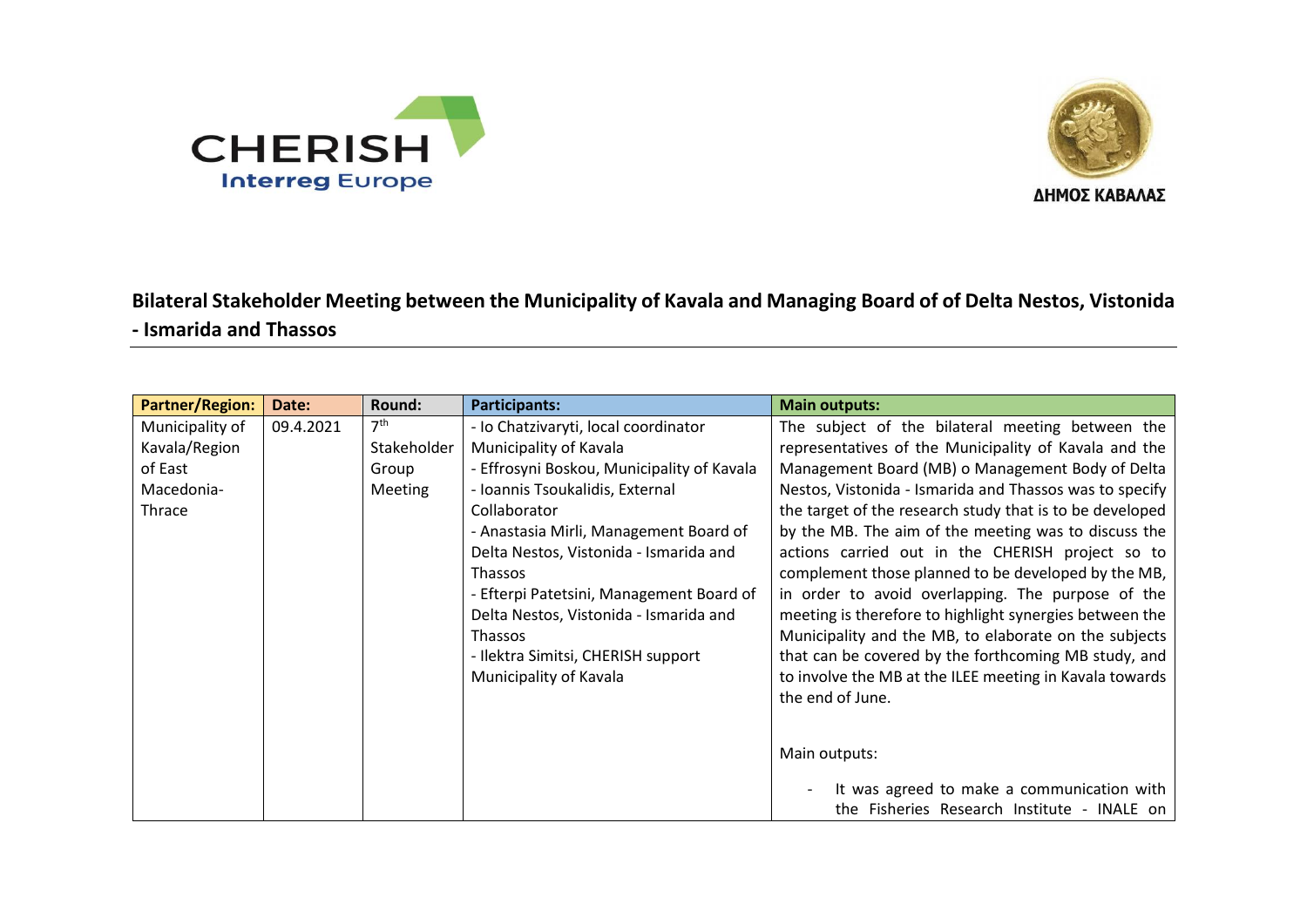CHERISH
Interreg Europe

ΔΗΜΟΣ ΚΑΒΑΛΑΣ

## Bilateral Stakeholder Meeting between the Municipality of Kavala and Managing Board of of Delta Nestos, Vistonida - Ismarida and Thassos

| Partner/Region: | Date: | Round: | Participants: | Main outputs: |
|---|---|---|---|---|
| Municipality of Kavala/Region of East Macedonia-Thrace | 09.4.2021 | 7th Stakeholder Group Meeting | - Io Chatzivaryti, local coordinator Municipality of Kavala<br>- Effrosyni Boskou, Municipality of Kavala<br>- Ioannis Tsoukalidis, External Collaborator<br>- Anastasia Mirli, Management Board of Delta Nestos, Vistonida - Ismarida and Thassos<br>- Efterpi Patetsini, Management Board of Delta Nestos, Vistonida - Ismarida and Thassos<br>- Ilektra Simitsi, CHERISH support Municipality of Kavala | The subject of the bilateral meeting between the representatives of the Municipality of Kavala and the Management Board (MB) o Management Body of Delta Nestos, Vistonida - Ismarida and Thassos was to specify the target of the research study that is to be developed by the MB. The aim of the meeting was to discuss the actions carried out in the CHERISH project so to complement those planned to be developed by the MB, in order to avoid overlapping. The purpose of the meeting is therefore to highlight synergies between the Municipality and the MB, to elaborate on the subjects that can be covered by the forthcoming MB study, and to involve the MB at the ILEE meeting in Kavala towards the end of June.<br><br>Main outputs:<br><br>- It was agreed to make a communication with the Fisheries Research Institute - INALE on |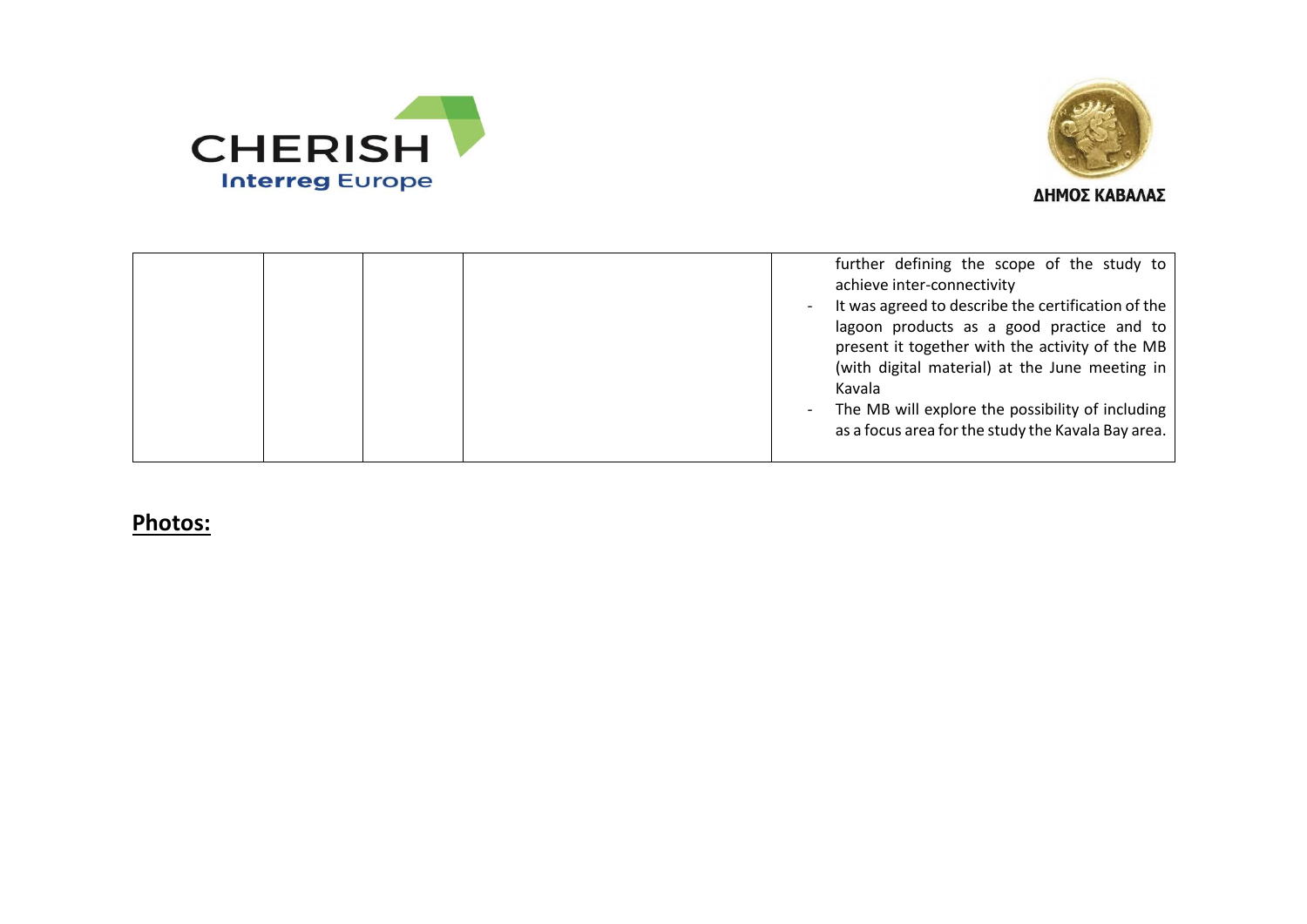|  |  |  |  | further defining the scope of the study to achieve inter-connectivity<br>- It was agreed to describe the certification of the lagoon products as a good practice and to present it together with the activity of the MB (with digital material) at the June meeting in Kavala<br>- The MB will explore the possibility of including as a focus area for the study the Kavala Bay area. |
|---|---|---|---|---|

**Photos:**